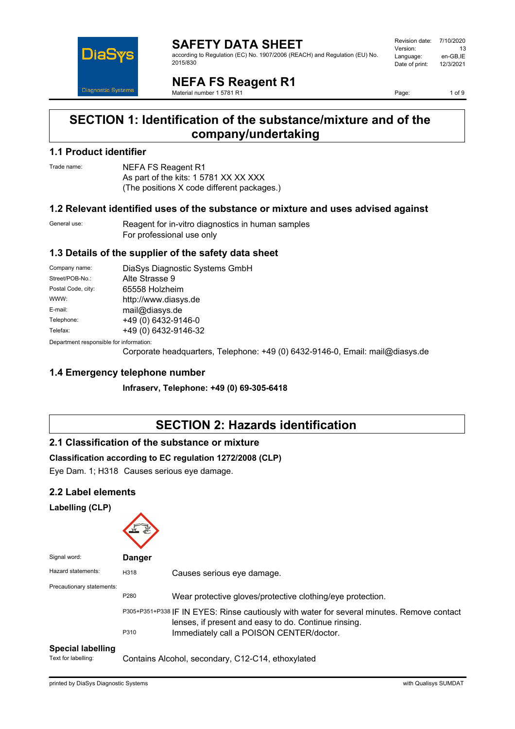# SAFETY DATA SHEET

according to Regulation (EC) No. 1907/2006 (REACH) and Regulation (EU) No. 2015/830

| | |
|---|---|
| Revision date: | 7/10/2020 |
| Version: | 13 |
| Language: | en-GB,IE |
| Date of print: | 12/3/2021 |

# NEFA FS Reagent R1

Material number 1 5781 R1

## SECTION 1: Identification of the substance/mixture and of the company/undertaking

### 1.1 Product identifier

Trade name: NEFA FS Reagent R1
As part of the kits: 1 5781 XX XX XXX
(The positions X code different packages.)

### 1.2 Relevant identified uses of the substance or mixture and uses advised against

General use: Reagent for in-vitro diagnostics in human samples
For professional use only

### 1.3 Details of the supplier of the safety data sheet

| | |
|---|---|
| Company name: | DiaSys Diagnostic Systems GmbH |
| Street/POB-No.: | Alte Strasse 9 |
| Postal Code, city: | 65558 Holzheim |
| WWW: | http://www.diasys.de |
| E-mail: | mail@diasys.de |
| Telephone: | +49 (0) 6432-9146-0 |
| Telefax: | +49 (0) 6432-9146-32 |

Department responsible for information:
Corporate headquarters, Telephone: +49 (0) 6432-9146-0, Email: mail@diasys.de

### 1.4 Emergency telephone number

**Infraserv, Telephone: +49 (0) 69-305-6418**

## SECTION 2: Hazards identification

### 2.1 Classification of the substance or mixture

**Classification according to EC regulation 1272/2008 (CLP)**

Eye Dam. 1; H318 Causes serious eye damage.

### 2.2 Label elements

**Labelling (CLP)**

Signal word: **Danger**

Hazard statements:

| | |
|---|---|
| H318 | Causes serious eye damage. |

Precautionary statements:

| | |
|---|---|
| P280 | Wear protective gloves/protective clothing/eye protection. |
| P305+P351+P338 | IF IN EYES: Rinse cautiously with water for several minutes. Remove contact lenses, if present and easy to do. Continue rinsing. |
| P310 | Immediately call a POISON CENTER/doctor. |

**Special labelling**

Text for labelling: Contains Alcohol, secondary, C12-C14, ethoxylated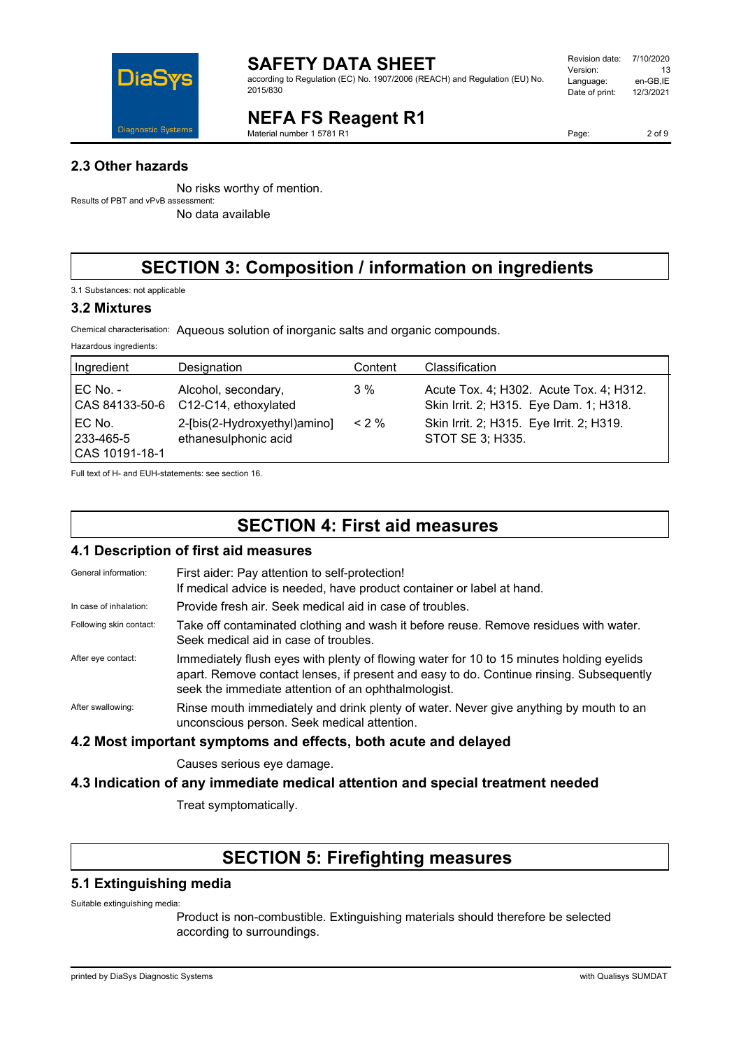### 2.3 Other hazards

No risks worthy of mention.

Results of PBT and vPvB assessment:

No data available

## SECTION 3: Composition / information on ingredients

3.1 Substances: not applicable

### 3.2 Mixtures

Chemical characterisation: Aqueous solution of inorganic salts and organic compounds.

Hazardous ingredients:

| Ingredient | Designation | Content | Classification |
|---|---|---|---|
| EC No. - CAS 84133-50-6 | Alcohol, secondary, C12-C14, ethoxylated | 3 % | Acute Tox. 4; H302. Acute Tox. 4; H312. Skin Irrit. 2; H315. Eye Dam. 1; H318. |
| EC No. 233-465-5 CAS 10191-18-1 | 2-[bis(2-Hydroxyethyl)amino] ethanesulphonic acid | < 2 % | Skin Irrit. 2; H315. Eye Irrit. 2; H319. STOT SE 3; H335. |

Full text of H- and EUH-statements: see section 16.

## SECTION 4: First aid measures

### 4.1 Description of first aid measures

General information: First aider: Pay attention to self-protection!
If medical advice is needed, have product container or label at hand.

In case of inhalation: Provide fresh air. Seek medical aid in case of troubles.

Following skin contact: Take off contaminated clothing and wash it before reuse. Remove residues with water. Seek medical aid in case of troubles.

After eye contact: Immediately flush eyes with plenty of flowing water for 10 to 15 minutes holding eyelids apart. Remove contact lenses, if present and easy to do. Continue rinsing. Subsequently seek the immediate attention of an ophthalmologist.

After swallowing: Rinse mouth immediately and drink plenty of water. Never give anything by mouth to an unconscious person. Seek medical attention.

### 4.2 Most important symptoms and effects, both acute and delayed

Causes serious eye damage.

### 4.3 Indication of any immediate medical attention and special treatment needed

Treat symptomatically.

## SECTION 5: Firefighting measures

### 5.1 Extinguishing media

Suitable extinguishing media:

Product is non-combustible. Extinguishing materials should therefore be selected according to surroundings.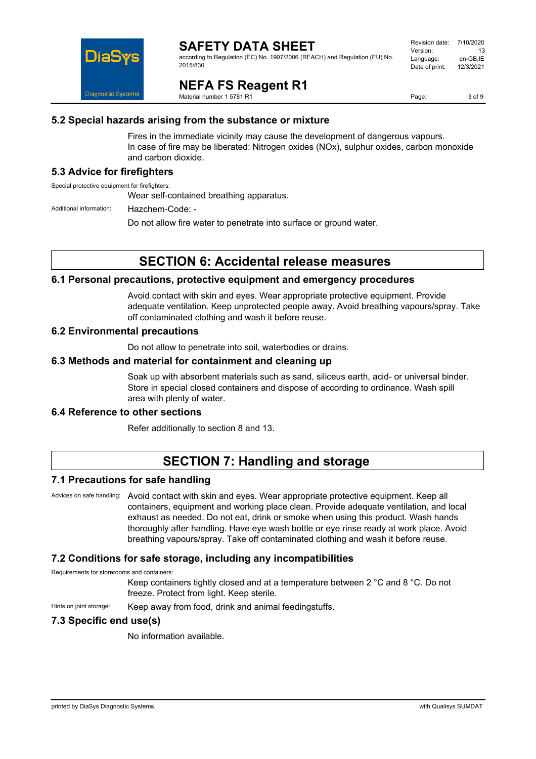## 5.2 Special hazards arising from the substance or mixture

Fires in the immediate vicinity may cause the development of dangerous vapours.
In case of fire may be liberated: Nitrogen oxides (NOx), sulphur oxides, carbon monoxide and carbon dioxide.

## 5.3 Advice for firefighters

Special protective equipment for firefighters:

Wear self-contained breathing apparatus.

Additional information: Hazchem-Code: -

Do not allow fire water to penetrate into surface or ground water.

# SECTION 6: Accidental release measures

## 6.1 Personal precautions, protective equipment and emergency procedures

Avoid contact with skin and eyes. Wear appropriate protective equipment. Provide adequate ventilation. Keep unprotected people away. Avoid breathing vapours/spray. Take off contaminated clothing and wash it before reuse.

## 6.2 Environmental precautions

Do not allow to penetrate into soil, waterbodies or drains.

## 6.3 Methods and material for containment and cleaning up

Soak up with absorbent materials such as sand, siliceus earth, acid- or universal binder. Store in special closed containers and dispose of according to ordinance. Wash spill area with plenty of water.

## 6.4 Reference to other sections

Refer additionally to section 8 and 13.

# SECTION 7: Handling and storage

## 7.1 Precautions for safe handling

Advices on safe handling: Avoid contact with skin and eyes. Wear appropriate protective equipment. Keep all containers, equipment and working place clean. Provide adequate ventilation, and local exhaust as needed. Do not eat, drink or smoke when using this product. Wash hands thoroughly after handling. Have eye wash bottle or eye rinse ready at work place. Avoid breathing vapours/spray. Take off contaminated clothing and wash it before reuse.

## 7.2 Conditions for safe storage, including any incompatibilities

Requirements for storerooms and containers:

Keep containers tightly closed and at a temperature between 2 °C and 8 °C. Do not freeze. Protect from light. Keep sterile.

Hints on joint storage: Keep away from food, drink and animal feedingstuffs.

## 7.3 Specific end use(s)

No information available.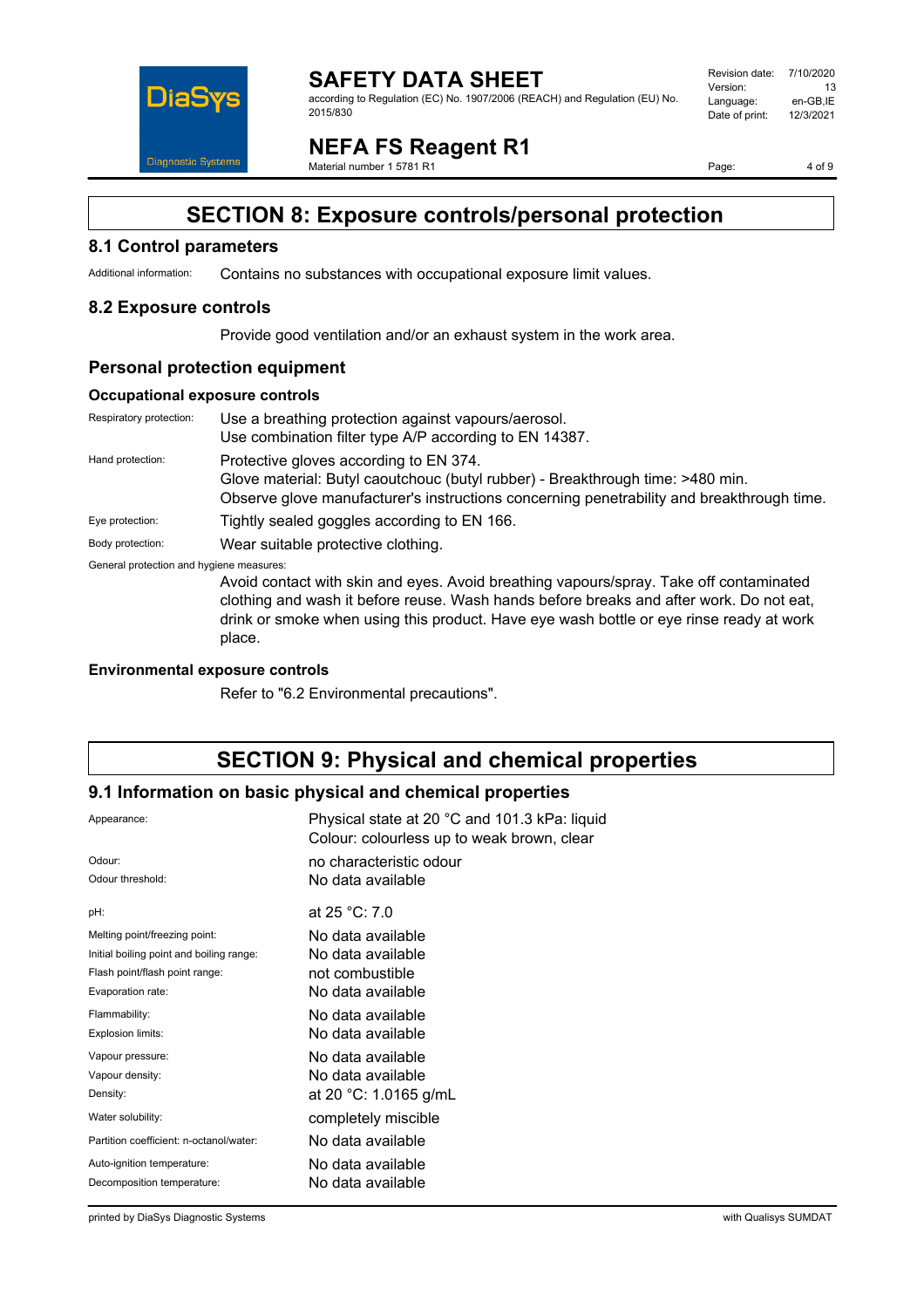# SECTION 8: Exposure controls/personal protection

## 8.1 Control parameters

Additional information: Contains no substances with occupational exposure limit values.

## 8.2 Exposure controls

Provide good ventilation and/or an exhaust system in the work area.

## Personal protection equipment

### Occupational exposure controls

| | |
|---|---|
| Respiratory protection: | Use a breathing protection against vapours/aerosol.<br>Use combination filter type A/P according to EN 14387. |
| Hand protection: | Protective gloves according to EN 374.<br>Glove material: Butyl caoutchouc (butyl rubber) - Breakthrough time: >480 min.<br>Observe glove manufacturer's instructions concerning penetrability and breakthrough time. |
| Eye protection: | Tightly sealed goggles according to EN 166. |
| Body protection: | Wear suitable protective clothing. |

General protection and hygiene measures:

Avoid contact with skin and eyes. Avoid breathing vapours/spray. Take off contaminated clothing and wash it before reuse. Wash hands before breaks and after work. Do not eat, drink or smoke when using this product. Have eye wash bottle or eye rinse ready at work place.

### Environmental exposure controls

Refer to "6.2 Environmental precautions".

# SECTION 9: Physical and chemical properties

## 9.1 Information on basic physical and chemical properties

| | |
|---|---|
| Appearance: | Physical state at 20 °C and 101.3 kPa: liquid<br>Colour: colourless up to weak brown, clear |
| Odour: | no characteristic odour |
| Odour threshold: | No data available |
| pH: | at 25 °C: 7.0 |
| Melting point/freezing point: | No data available |
| Initial boiling point and boiling range: | No data available |
| Flash point/flash point range: | not combustible |
| Evaporation rate: | No data available |
| Flammability: | No data available |
| Explosion limits: | No data available |
| Vapour pressure: | No data available |
| Vapour density: | No data available |
| Density: | at 20 °C: 1.0165 g/mL |
| Water solubility: | completely miscible |
| Partition coefficient: n-octanol/water: | No data available |
| Auto-ignition temperature: | No data available |
| Decomposition temperature: | No data available |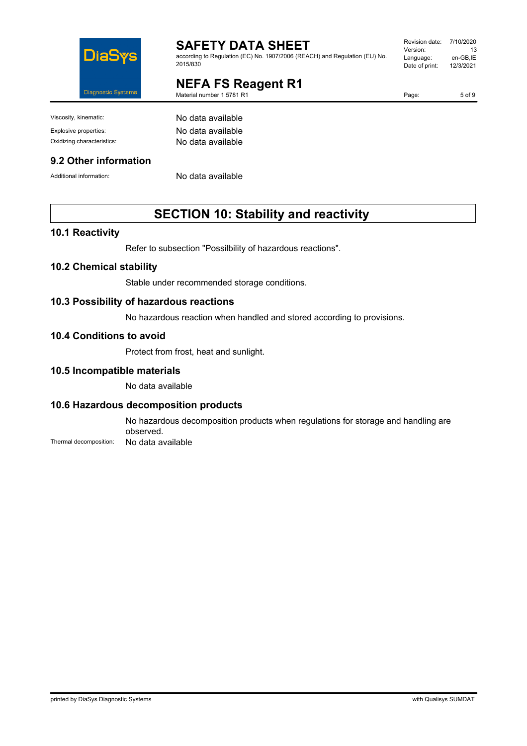| | |
|---|---|
| Viscosity, kinematic: | No data available |
| Explosive properties: | No data available |
| Oxidizing characteristics: | No data available |

### 9.2 Other information

| | |
|---|---|
| Additional information: | No data available |

## SECTION 10: Stability and reactivity

### 10.1 Reactivity

Refer to subsection "Possilbility of hazardous reactions".

### 10.2 Chemical stability

Stable under recommended storage conditions.

### 10.3 Possibility of hazardous reactions

No hazardous reaction when handled and stored according to provisions.

### 10.4 Conditions to avoid

Protect from frost, heat and sunlight.

### 10.5 Incompatible materials

No data available

### 10.6 Hazardous decomposition products

No hazardous decomposition products when regulations for storage and handling are observed.

Thermal decomposition: No data available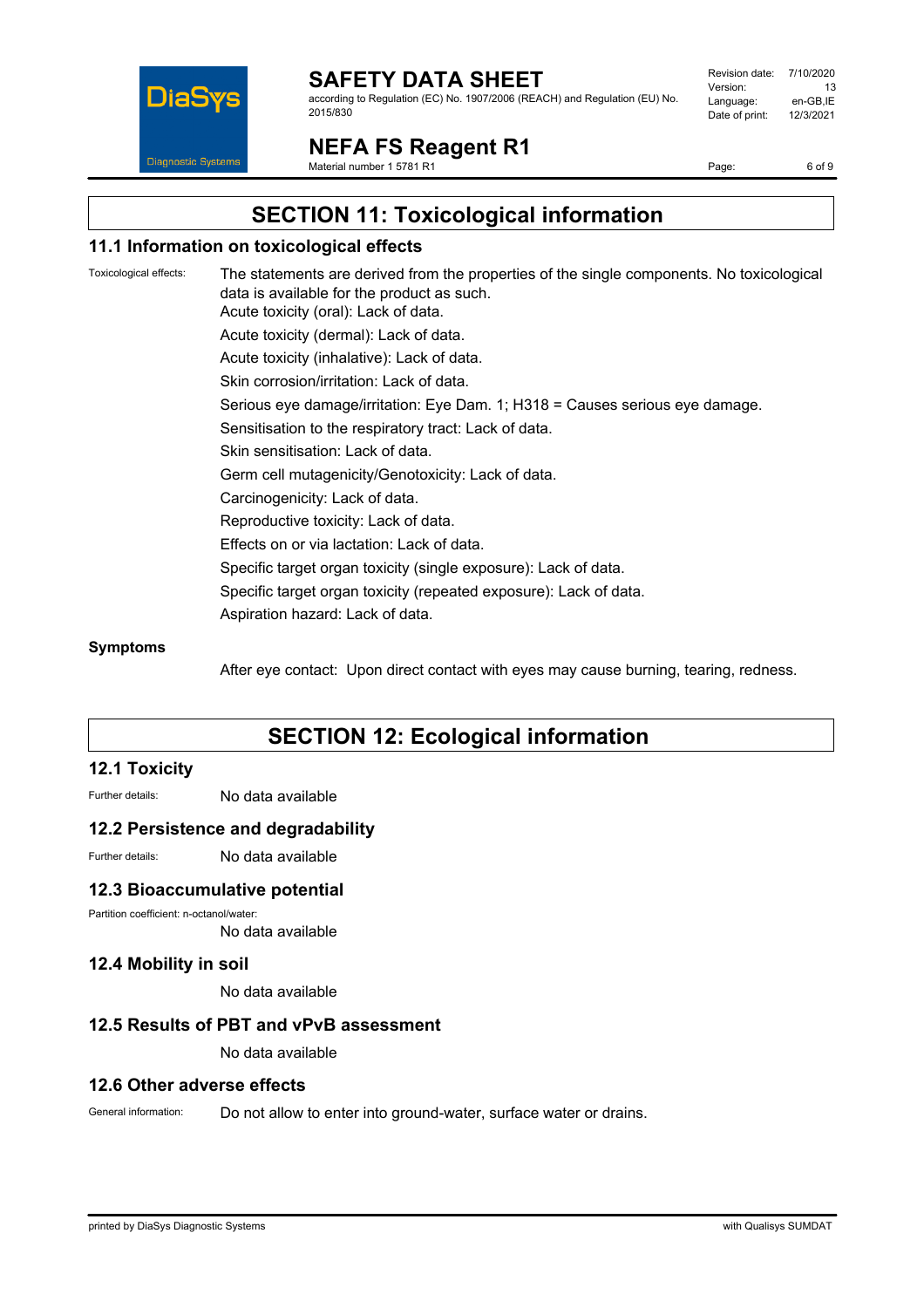## SECTION 11: Toxicological information

### 11.1 Information on toxicological effects

Toxicological effects: The statements are derived from the properties of the single components. No toxicological data is available for the product as such.

Acute toxicity (oral): Lack of data.

Acute toxicity (dermal): Lack of data.

Acute toxicity (inhalative): Lack of data.

Skin corrosion/irritation: Lack of data.

Serious eye damage/irritation: Eye Dam. 1; H318 = Causes serious eye damage.

Sensitisation to the respiratory tract: Lack of data.

Skin sensitisation: Lack of data.

Germ cell mutagenicity/Genotoxicity: Lack of data.

Carcinogenicity: Lack of data.

Reproductive toxicity: Lack of data.

Effects on or via lactation: Lack of data.

Specific target organ toxicity (single exposure): Lack of data.

Specific target organ toxicity (repeated exposure): Lack of data.

Aspiration hazard: Lack of data.

**Symptoms**

After eye contact: Upon direct contact with eyes may cause burning, tearing, redness.

## SECTION 12: Ecological information

### 12.1 Toxicity

Further details: No data available

### 12.2 Persistence and degradability

Further details: No data available

### 12.3 Bioaccumulative potential

Partition coefficient: n-octanol/water:

No data available

### 12.4 Mobility in soil

No data available

### 12.5 Results of PBT and vPvB assessment

No data available

### 12.6 Other adverse effects

General information: Do not allow to enter into ground-water, surface water or drains.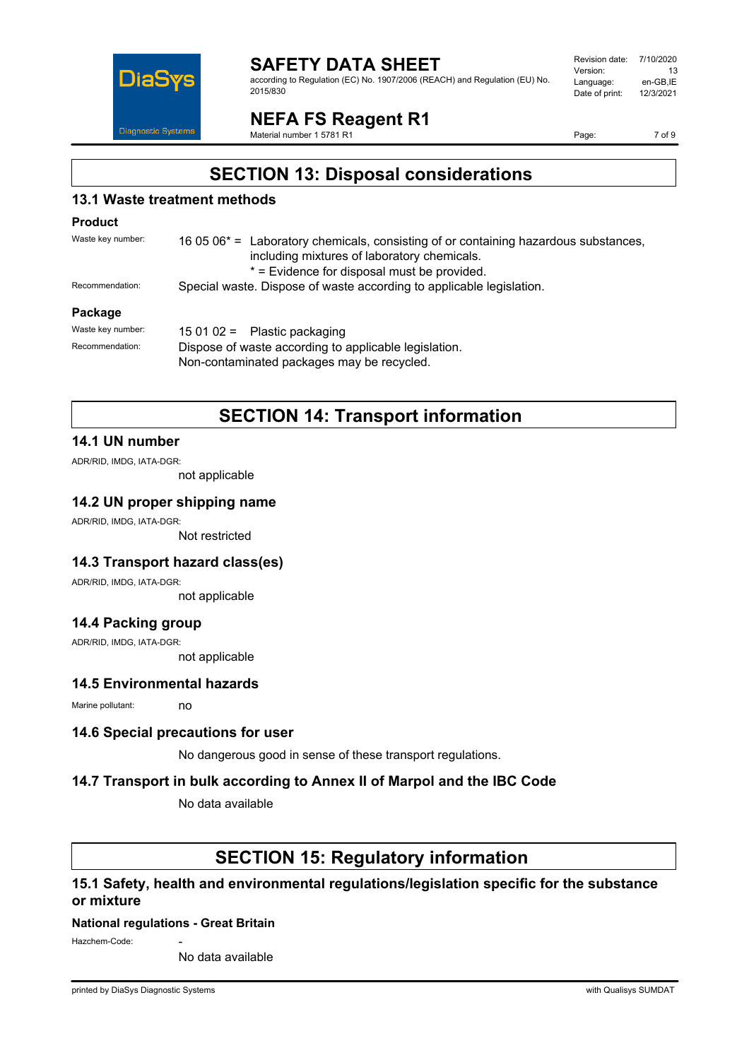## SECTION 13: Disposal considerations

### 13.1 Waste treatment methods

**Product**

Waste key number: 16 05 06* = Laboratory chemicals, consisting of or containing hazardous substances, including mixtures of laboratory chemicals.
* = Evidence for disposal must be provided.

Recommendation: Special waste. Dispose of waste according to applicable legislation.

**Package**

Waste key number: 15 01 02 = Plastic packaging

Recommendation: Dispose of waste according to applicable legislation.
Non-contaminated packages may be recycled.

## SECTION 14: Transport information

### 14.1 UN number

ADR/RID, IMDG, IATA-DGR:

not applicable

### 14.2 UN proper shipping name

ADR/RID, IMDG, IATA-DGR:

Not restricted

### 14.3 Transport hazard class(es)

ADR/RID, IMDG, IATA-DGR:

not applicable

### 14.4 Packing group

ADR/RID, IMDG, IATA-DGR:

not applicable

### 14.5 Environmental hazards

Marine pollutant: no

### 14.6 Special precautions for user

No dangerous good in sense of these transport regulations.

### 14.7 Transport in bulk according to Annex II of Marpol and the IBC Code

No data available

## SECTION 15: Regulatory information

### 15.1 Safety, health and environmental regulations/legislation specific for the substance or mixture

**National regulations - Great Britain**

Hazchem-Code: -

No data available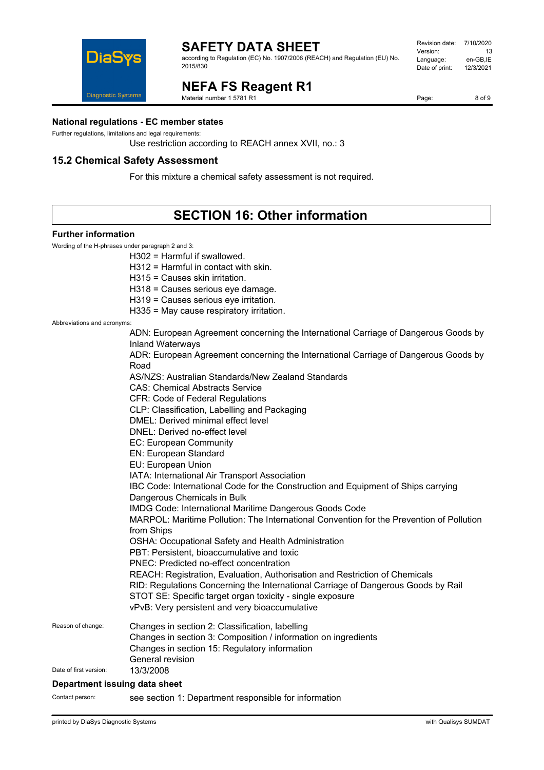### National regulations - EC member states

Further regulations, limitations and legal requirements:

Use restriction according to REACH annex XVII, no.: 3

## 15.2 Chemical Safety Assessment

For this mixture a chemical safety assessment is not required.

# SECTION 16: Other information

### Further information

Wording of the H-phrases under paragraph 2 and 3:

H302 = Harmful if swallowed.
H312 = Harmful in contact with skin.
H315 = Causes skin irritation.
H318 = Causes serious eye damage.
H319 = Causes serious eye irritation.
H335 = May cause respiratory irritation.

Abbreviations and acronyms:

ADN: European Agreement concerning the International Carriage of Dangerous Goods by Inland Waterways
ADR: European Agreement concerning the International Carriage of Dangerous Goods by Road
AS/NZS: Australian Standards/New Zealand Standards
CAS: Chemical Abstracts Service
CFR: Code of Federal Regulations
CLP: Classification, Labelling and Packaging
DMEL: Derived minimal effect level
DNEL: Derived no-effect level
EC: European Community
EN: European Standard
EU: European Union
IATA: International Air Transport Association
IBC Code: International Code for the Construction and Equipment of Ships carrying Dangerous Chemicals in Bulk
IMDG Code: International Maritime Dangerous Goods Code
MARPOL: Maritime Pollution: The International Convention for the Prevention of Pollution from Ships
OSHA: Occupational Safety and Health Administration
PBT: Persistent, bioaccumulative and toxic
PNEC: Predicted no-effect concentration
REACH: Registration, Evaluation, Authorisation and Restriction of Chemicals
RID: Regulations Concerning the International Carriage of Dangerous Goods by Rail
STOT SE: Specific target organ toxicity - single exposure
vPvB: Very persistent and very bioaccumulative

Reason of change:

Changes in section 2: Classification, labelling
Changes in section 3: Composition / information on ingredients
Changes in section 15: Regulatory information
General revision

Date of first version: 13/3/2008

### Department issuing data sheet

Contact person: see section 1: Department responsible for information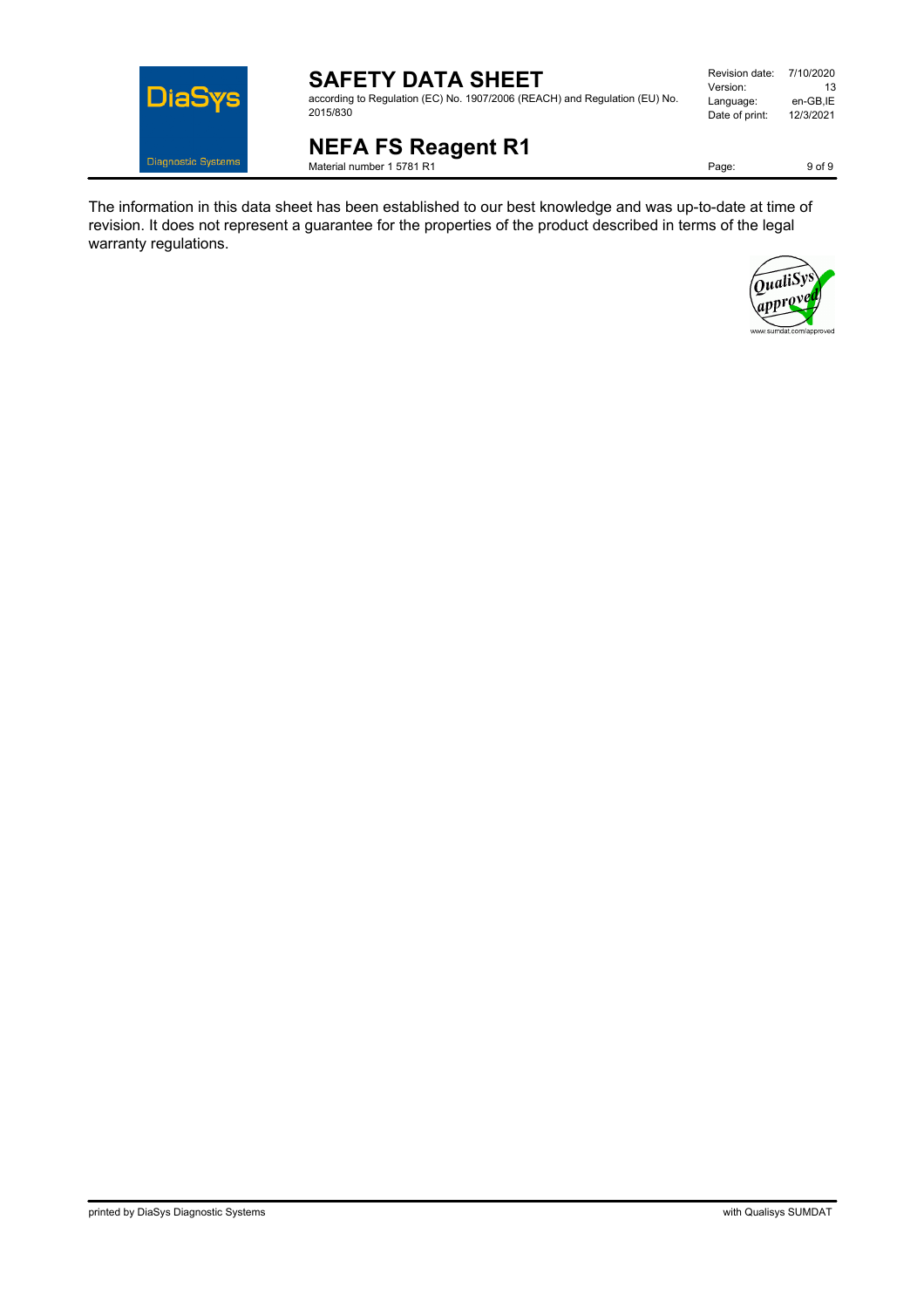The information in this data sheet has been established to our best knowledge and was up-to-date at time of revision. It does not represent a guarantee for the properties of the product described in terms of the legal warranty regulations.